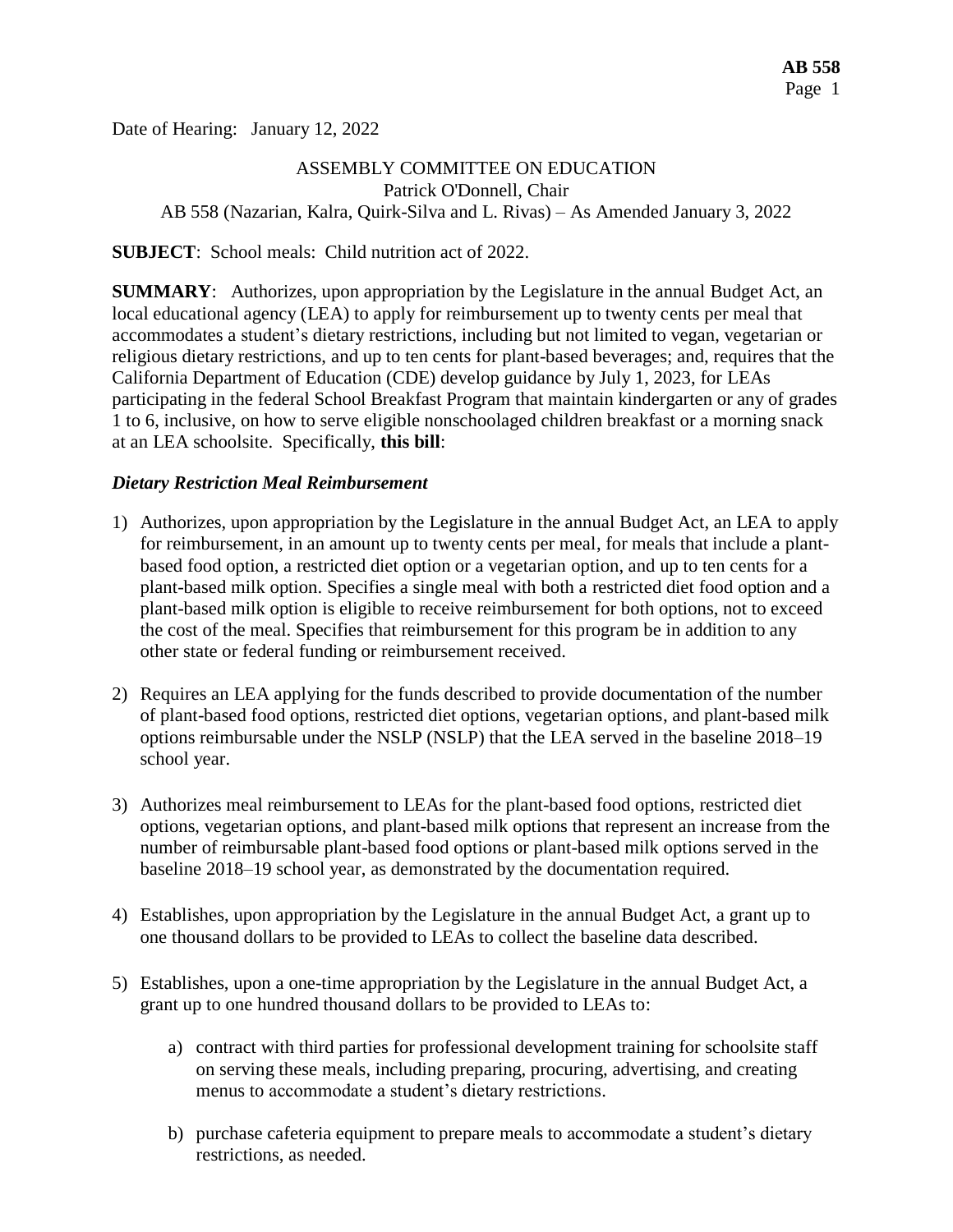Date of Hearing: January 12, 2022

ASSEMBLY COMMITTEE ON EDUCATION
Patrick O'Donnell, Chair
AB 558 (Nazarian, Kalra, Quirk-Silva and L. Rivas) – As Amended January 3, 2022

**SUBJECT**: School meals: Child nutrition act of 2022.

**SUMMARY**: Authorizes, upon appropriation by the Legislature in the annual Budget Act, an local educational agency (LEA) to apply for reimbursement up to twenty cents per meal that accommodates a student's dietary restrictions, including but not limited to vegan, vegetarian or religious dietary restrictions, and up to ten cents for plant-based beverages; and, requires that the California Department of Education (CDE) develop guidance by July 1, 2023, for LEAs participating in the federal School Breakfast Program that maintain kindergarten or any of grades 1 to 6, inclusive, on how to serve eligible nonschoolaged children breakfast or a morning snack at an LEA schoolsite. Specifically, **this bill**:

***Dietary Restriction Meal Reimbursement***

1) Authorizes, upon appropriation by the Legislature in the annual Budget Act, an LEA to apply for reimbursement, in an amount up to twenty cents per meal, for meals that include a plant-based food option, a restricted diet option or a vegetarian option, and up to ten cents for a plant-based milk option. Specifies a single meal with both a restricted diet food option and a plant-based milk option is eligible to receive reimbursement for both options, not to exceed the cost of the meal. Specifies that reimbursement for this program be in addition to any other state or federal funding or reimbursement received.

2) Requires an LEA applying for the funds described to provide documentation of the number of plant-based food options, restricted diet options, vegetarian options, and plant-based milk options reimbursable under the NSLP (NSLP) that the LEA served in the baseline 2018–19 school year.

3) Authorizes meal reimbursement to LEAs for the plant-based food options, restricted diet options, vegetarian options, and plant-based milk options that represent an increase from the number of reimbursable plant-based food options or plant-based milk options served in the baseline 2018–19 school year, as demonstrated by the documentation required.

4) Establishes, upon appropriation by the Legislature in the annual Budget Act, a grant up to one thousand dollars to be provided to LEAs to collect the baseline data described.

5) Establishes, upon a one-time appropriation by the Legislature in the annual Budget Act, a grant up to one hundred thousand dollars to be provided to LEAs to:

    a) contract with third parties for professional development training for schoolsite staff on serving these meals, including preparing, procuring, advertising, and creating menus to accommodate a student's dietary restrictions.

    b) purchase cafeteria equipment to prepare meals to accommodate a student's dietary restrictions, as needed.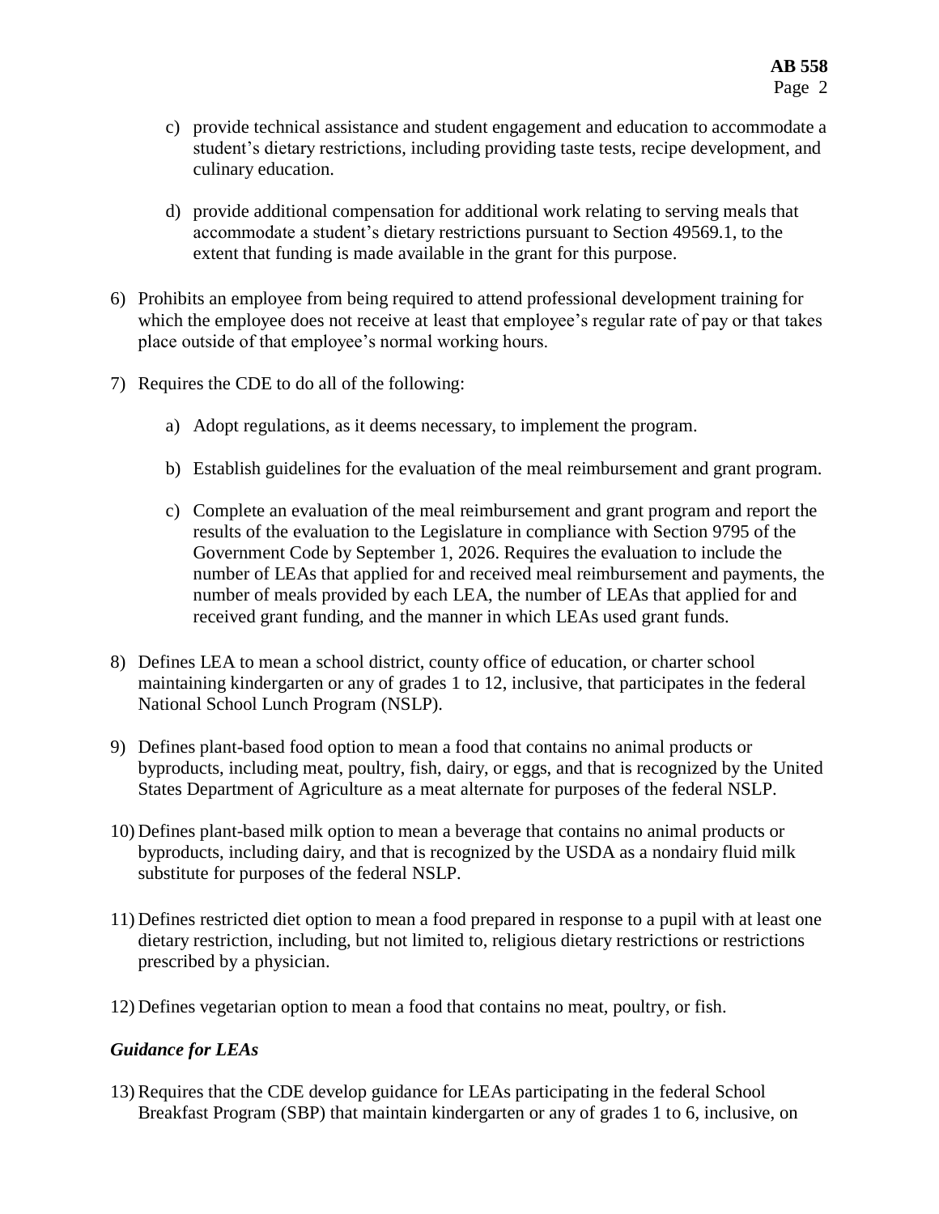c) provide technical assistance and student engagement and education to accommodate a student's dietary restrictions, including providing taste tests, recipe development, and culinary education.

   d) provide additional compensation for additional work relating to serving meals that accommodate a student's dietary restrictions pursuant to Section 49569.1, to the extent that funding is made available in the grant for this purpose.

6) Prohibits an employee from being required to attend professional development training for which the employee does not receive at least that employee's regular rate of pay or that takes place outside of that employee's normal working hours.

7) Requires the CDE to do all of the following:

   a) Adopt regulations, as it deems necessary, to implement the program.

   b) Establish guidelines for the evaluation of the meal reimbursement and grant program.

   c) Complete an evaluation of the meal reimbursement and grant program and report the results of the evaluation to the Legislature in compliance with Section 9795 of the Government Code by September 1, 2026. Requires the evaluation to include the number of LEAs that applied for and received meal reimbursement and payments, the number of meals provided by each LEA, the number of LEAs that applied for and received grant funding, and the manner in which LEAs used grant funds.

8) Defines LEA to mean a school district, county office of education, or charter school maintaining kindergarten or any of grades 1 to 12, inclusive, that participates in the federal National School Lunch Program (NSLP).

9) Defines plant-based food option to mean a food that contains no animal products or byproducts, including meat, poultry, fish, dairy, or eggs, and that is recognized by the United States Department of Agriculture as a meat alternate for purposes of the federal NSLP.

10) Defines plant-based milk option to mean a beverage that contains no animal products or byproducts, including dairy, and that is recognized by the USDA as a nondairy fluid milk substitute for purposes of the federal NSLP.

11) Defines restricted diet option to mean a food prepared in response to a pupil with at least one dietary restriction, including, but not limited to, religious dietary restrictions or restrictions prescribed by a physician.

12) Defines vegetarian option to mean a food that contains no meat, poultry, or fish.

***Guidance for LEAs***

13) Requires that the CDE develop guidance for LEAs participating in the federal School Breakfast Program (SBP) that maintain kindergarten or any of grades 1 to 6, inclusive, on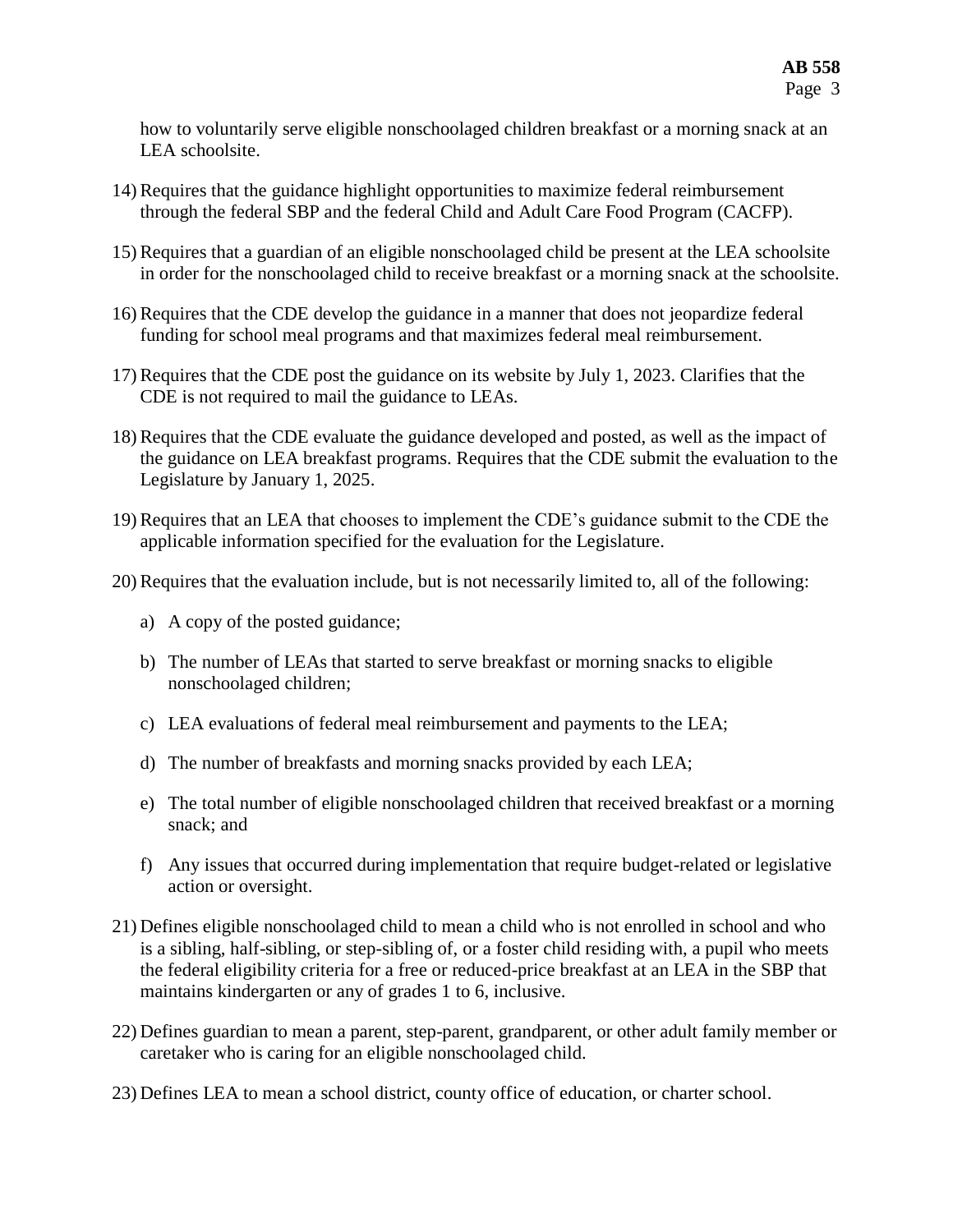how to voluntarily serve eligible nonschoolaged children breakfast or a morning snack at an LEA schoolsite.

14) Requires that the guidance highlight opportunities to maximize federal reimbursement through the federal SBP and the federal Child and Adult Care Food Program (CACFP).

15) Requires that a guardian of an eligible nonschoolaged child be present at the LEA schoolsite in order for the nonschoolaged child to receive breakfast or a morning snack at the schoolsite.

16) Requires that the CDE develop the guidance in a manner that does not jeopardize federal funding for school meal programs and that maximizes federal meal reimbursement.

17) Requires that the CDE post the guidance on its website by July 1, 2023. Clarifies that the CDE is not required to mail the guidance to LEAs.

18) Requires that the CDE evaluate the guidance developed and posted, as well as the impact of the guidance on LEA breakfast programs. Requires that the CDE submit the evaluation to the Legislature by January 1, 2025.

19) Requires that an LEA that chooses to implement the CDE's guidance submit to the CDE the applicable information specified for the evaluation for the Legislature.

20) Requires that the evaluation include, but is not necessarily limited to, all of the following:

    a) A copy of the posted guidance;

    b) The number of LEAs that started to serve breakfast or morning snacks to eligible nonschoolaged children;

    c) LEA evaluations of federal meal reimbursement and payments to the LEA;

    d) The number of breakfasts and morning snacks provided by each LEA;

    e) The total number of eligible nonschoolaged children that received breakfast or a morning snack; and

    f) Any issues that occurred during implementation that require budget-related or legislative action or oversight.

21) Defines eligible nonschoolaged child to mean a child who is not enrolled in school and who is a sibling, half-sibling, or step-sibling of, or a foster child residing with, a pupil who meets the federal eligibility criteria for a free or reduced-price breakfast at an LEA in the SBP that maintains kindergarten or any of grades 1 to 6, inclusive.

22) Defines guardian to mean a parent, step-parent, grandparent, or other adult family member or caretaker who is caring for an eligible nonschoolaged child.

23) Defines LEA to mean a school district, county office of education, or charter school.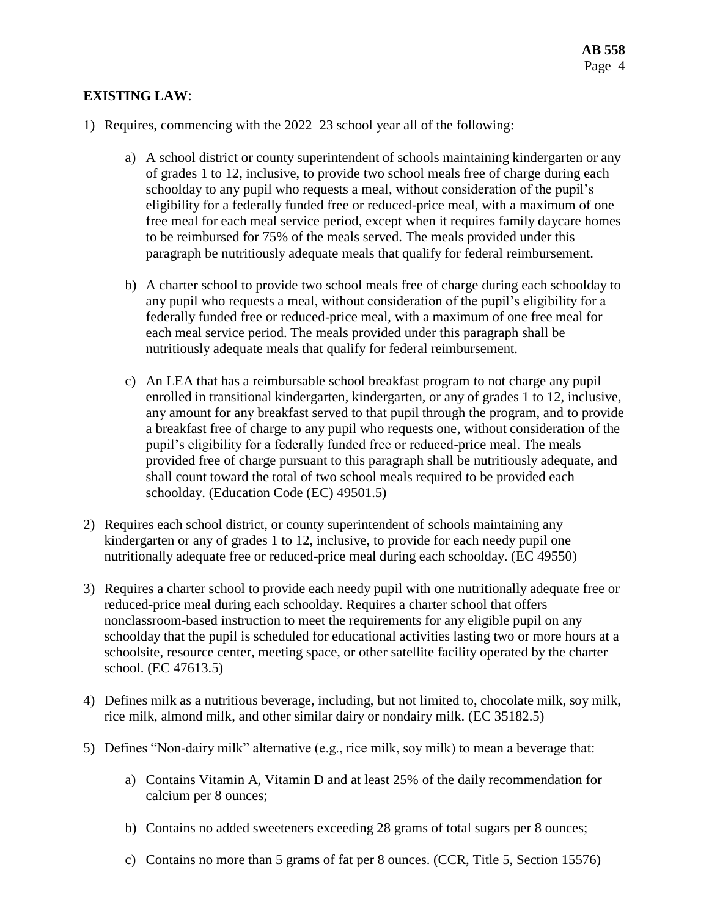**EXISTING LAW**:

1) Requires, commencing with the 2022–23 school year all of the following:

   a) A school district or county superintendent of schools maintaining kindergarten or any of grades 1 to 12, inclusive, to provide two school meals free of charge during each schoolday to any pupil who requests a meal, without consideration of the pupil's eligibility for a federally funded free or reduced-price meal, with a maximum of one free meal for each meal service period, except when it requires family daycare homes to be reimbursed for 75% of the meals served. The meals provided under this paragraph be nutritiously adequate meals that qualify for federal reimbursement.

   b) A charter school to provide two school meals free of charge during each schoolday to any pupil who requests a meal, without consideration of the pupil's eligibility for a federally funded free or reduced-price meal, with a maximum of one free meal for each meal service period. The meals provided under this paragraph shall be nutritiously adequate meals that qualify for federal reimbursement.

   c) An LEA that has a reimbursable school breakfast program to not charge any pupil enrolled in transitional kindergarten, kindergarten, or any of grades 1 to 12, inclusive, any amount for any breakfast served to that pupil through the program, and to provide a breakfast free of charge to any pupil who requests one, without consideration of the pupil's eligibility for a federally funded free or reduced-price meal. The meals provided free of charge pursuant to this paragraph shall be nutritiously adequate, and shall count toward the total of two school meals required to be provided each schoolday. (Education Code (EC) 49501.5)

2) Requires each school district, or county superintendent of schools maintaining any kindergarten or any of grades 1 to 12, inclusive, to provide for each needy pupil one nutritionally adequate free or reduced-price meal during each schoolday. (EC 49550)

3) Requires a charter school to provide each needy pupil with one nutritionally adequate free or reduced-price meal during each schoolday. Requires a charter school that offers nonclassroom-based instruction to meet the requirements for any eligible pupil on any schoolday that the pupil is scheduled for educational activities lasting two or more hours at a schoolsite, resource center, meeting space, or other satellite facility operated by the charter school. (EC 47613.5)

4) Defines milk as a nutritious beverage, including, but not limited to, chocolate milk, soy milk, rice milk, almond milk, and other similar dairy or nondairy milk. (EC 35182.5)

5) Defines "Non-dairy milk" alternative (e.g., rice milk, soy milk) to mean a beverage that:

   a) Contains Vitamin A, Vitamin D and at least 25% of the daily recommendation for calcium per 8 ounces;

   b) Contains no added sweeteners exceeding 28 grams of total sugars per 8 ounces;

   c) Contains no more than 5 grams of fat per 8 ounces. (CCR, Title 5, Section 15576)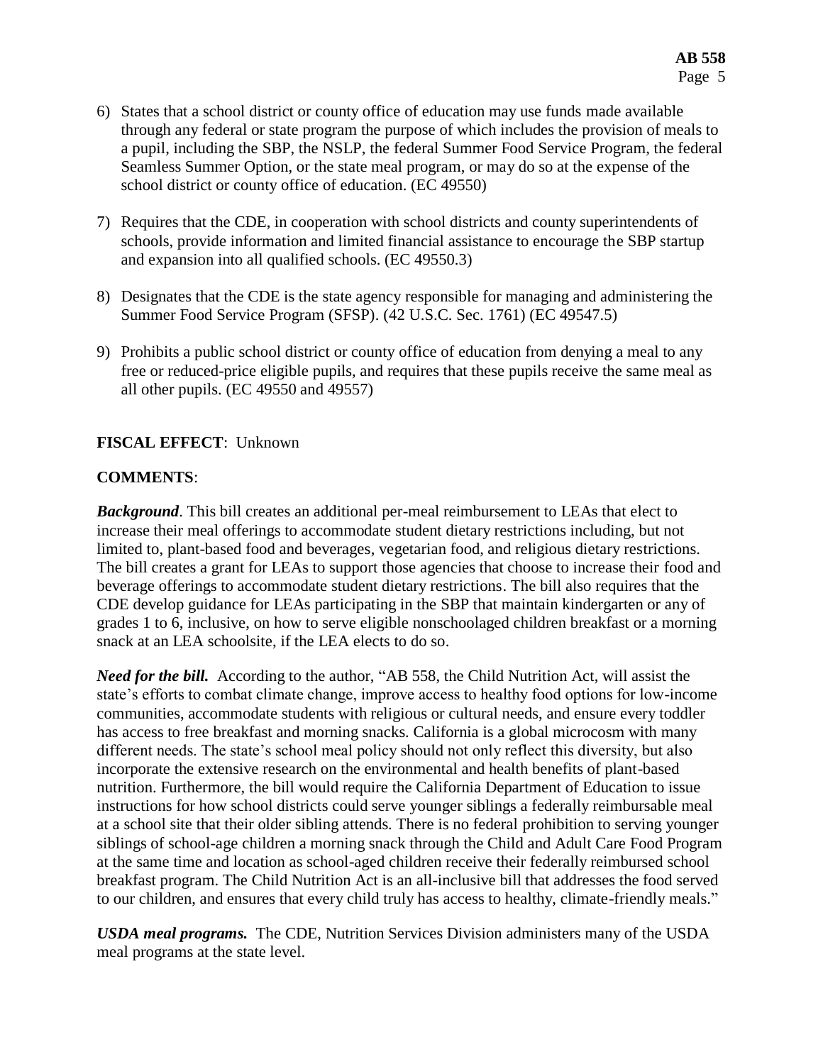6) States that a school district or county office of education may use funds made available through any federal or state program the purpose of which includes the provision of meals to a pupil, including the SBP, the NSLP, the federal Summer Food Service Program, the federal Seamless Summer Option, or the state meal program, or may do so at the expense of the school district or county office of education. (EC 49550)

7) Requires that the CDE, in cooperation with school districts and county superintendents of schools, provide information and limited financial assistance to encourage the SBP startup and expansion into all qualified schools. (EC 49550.3)

8) Designates that the CDE is the state agency responsible for managing and administering the Summer Food Service Program (SFSP). (42 U.S.C. Sec. 1761) (EC 49547.5)

9) Prohibits a public school district or county office of education from denying a meal to any free or reduced-price eligible pupils, and requires that these pupils receive the same meal as all other pupils. (EC 49550 and 49557)

**FISCAL EFFECT**: Unknown

**COMMENTS**:

***Background***. This bill creates an additional per-meal reimbursement to LEAs that elect to increase their meal offerings to accommodate student dietary restrictions including, but not limited to, plant-based food and beverages, vegetarian food, and religious dietary restrictions. The bill creates a grant for LEAs to support those agencies that choose to increase their food and beverage offerings to accommodate student dietary restrictions. The bill also requires that the CDE develop guidance for LEAs participating in the SBP that maintain kindergarten or any of grades 1 to 6, inclusive, on how to serve eligible nonschoolaged children breakfast or a morning snack at an LEA schoolsite, if the LEA elects to do so.

***Need for the bill.*** According to the author, "AB 558, the Child Nutrition Act, will assist the state's efforts to combat climate change, improve access to healthy food options for low-income communities, accommodate students with religious or cultural needs, and ensure every toddler has access to free breakfast and morning snacks. California is a global microcosm with many different needs. The state's school meal policy should not only reflect this diversity, but also incorporate the extensive research on the environmental and health benefits of plant-based nutrition. Furthermore, the bill would require the California Department of Education to issue instructions for how school districts could serve younger siblings a federally reimbursable meal at a school site that their older sibling attends. There is no federal prohibition to serving younger siblings of school-age children a morning snack through the Child and Adult Care Food Program at the same time and location as school-aged children receive their federally reimbursed school breakfast program. The Child Nutrition Act is an all-inclusive bill that addresses the food served to our children, and ensures that every child truly has access to healthy, climate-friendly meals."

***USDA meal programs.*** The CDE, Nutrition Services Division administers many of the USDA meal programs at the state level.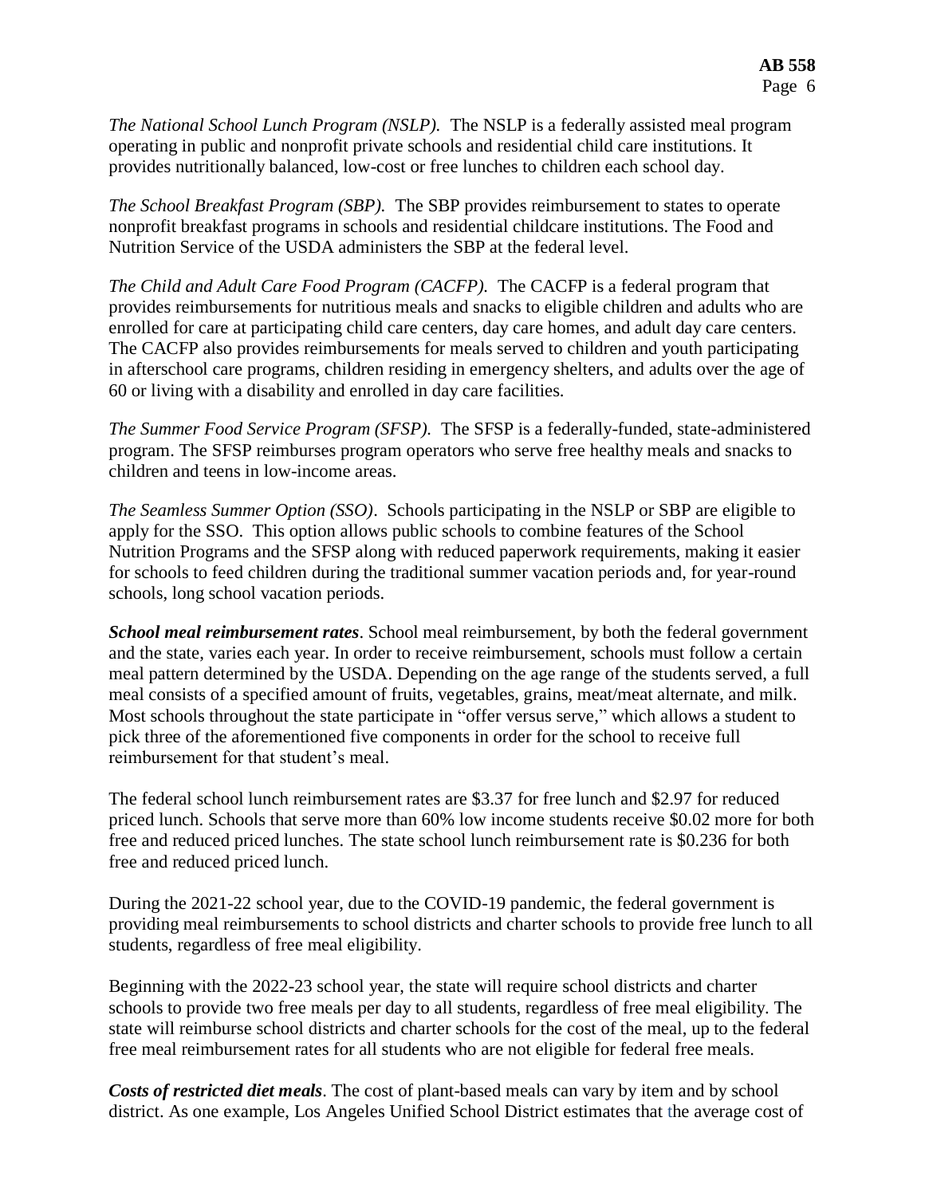*The National School Lunch Program (NSLP).* The NSLP is a federally assisted meal program operating in public and nonprofit private schools and residential child care institutions. It provides nutritionally balanced, low-cost or free lunches to children each school day.

*The School Breakfast Program (SBP).* The SBP provides reimbursement to states to operate nonprofit breakfast programs in schools and residential childcare institutions. The Food and Nutrition Service of the USDA administers the SBP at the federal level.

*The Child and Adult Care Food Program (CACFP).* The CACFP is a federal program that provides reimbursements for nutritious meals and snacks to eligible children and adults who are enrolled for care at participating child care centers, day care homes, and adult day care centers. The CACFP also provides reimbursements for meals served to children and youth participating in afterschool care programs, children residing in emergency shelters, and adults over the age of 60 or living with a disability and enrolled in day care facilities.

*The Summer Food Service Program (SFSP).* The SFSP is a federally-funded, state-administered program. The SFSP reimburses program operators who serve free healthy meals and snacks to children and teens in low-income areas.

*The Seamless Summer Option (SSO)*. Schools participating in the NSLP or SBP are eligible to apply for the SSO. This option allows public schools to combine features of the School Nutrition Programs and the SFSP along with reduced paperwork requirements, making it easier for schools to feed children during the traditional summer vacation periods and, for year-round schools, long school vacation periods.

***School meal reimbursement rates***. School meal reimbursement, by both the federal government and the state, varies each year. In order to receive reimbursement, schools must follow a certain meal pattern determined by the USDA. Depending on the age range of the students served, a full meal consists of a specified amount of fruits, vegetables, grains, meat/meat alternate, and milk. Most schools throughout the state participate in "offer versus serve," which allows a student to pick three of the aforementioned five components in order for the school to receive full reimbursement for that student's meal.

The federal school lunch reimbursement rates are $3.37 for free lunch and $2.97 for reduced priced lunch. Schools that serve more than 60% low income students receive $0.02 more for both free and reduced priced lunches. The state school lunch reimbursement rate is $0.236 for both free and reduced priced lunch.

During the 2021-22 school year, due to the COVID-19 pandemic, the federal government is providing meal reimbursements to school districts and charter schools to provide free lunch to all students, regardless of free meal eligibility.

Beginning with the 2022-23 school year, the state will require school districts and charter schools to provide two free meals per day to all students, regardless of free meal eligibility. The state will reimburse school districts and charter schools for the cost of the meal, up to the federal free meal reimbursement rates for all students who are not eligible for federal free meals.

***Costs of restricted diet meals***. The cost of plant-based meals can vary by item and by school district. As one example, Los Angeles Unified School District estimates that the average cost of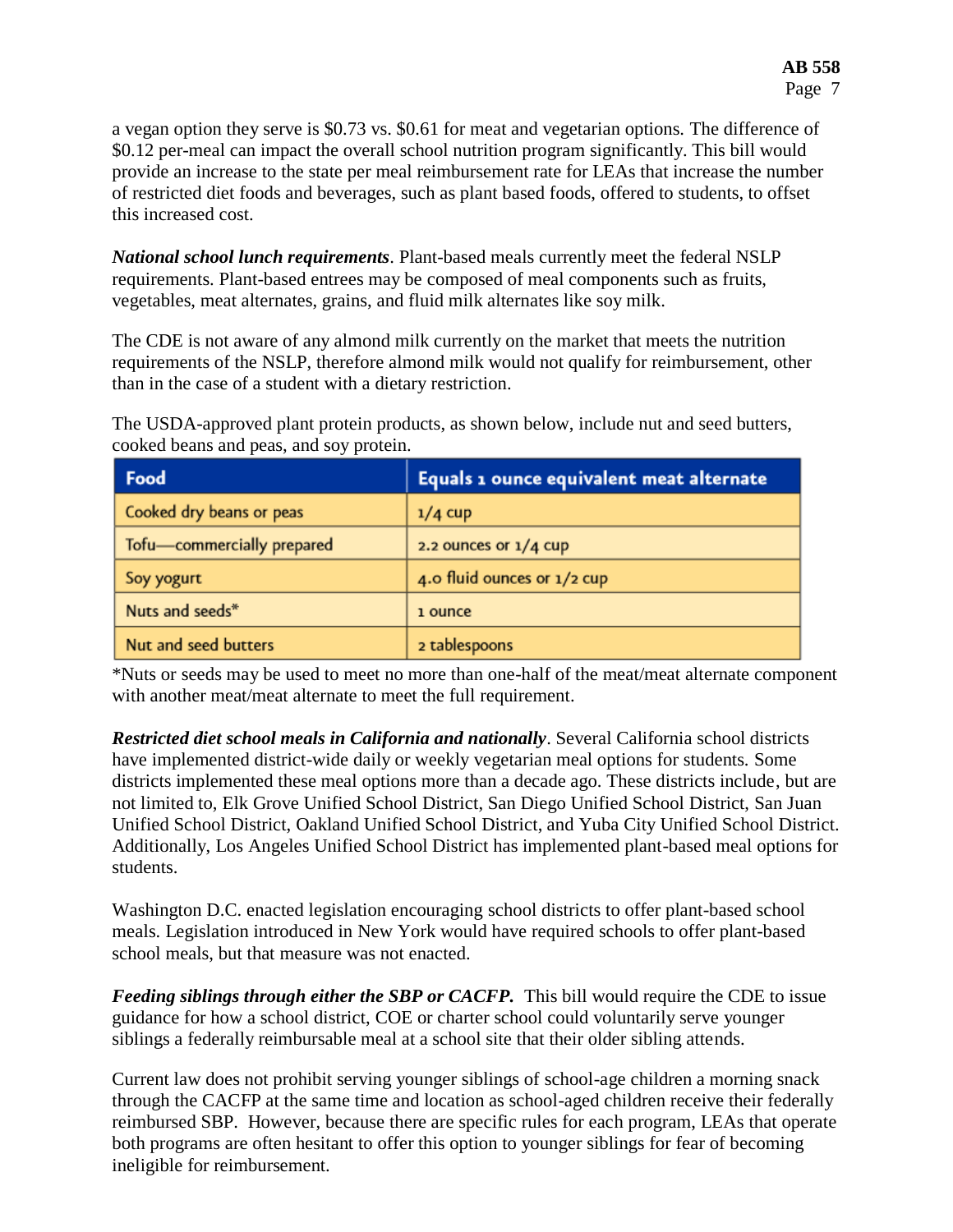a vegan option they serve is $0.73 vs. $0.61 for meat and vegetarian options. The difference of $0.12 per-meal can impact the overall school nutrition program significantly. This bill would provide an increase to the state per meal reimbursement rate for LEAs that increase the number of restricted diet foods and beverages, such as plant based foods, offered to students, to offset this increased cost.

***National school lunch requirements***. Plant-based meals currently meet the federal NSLP requirements. Plant-based entrees may be composed of meal components such as fruits, vegetables, meat alternates, grains, and fluid milk alternates like soy milk.

The CDE is not aware of any almond milk currently on the market that meets the nutrition requirements of the NSLP, therefore almond milk would not qualify for reimbursement, other than in the case of a student with a dietary restriction.

The USDA-approved plant protein products, as shown below, include nut and seed butters, cooked beans and peas, and soy protein.

| Food | Equals 1 ounce equivalent meat alternate |
|---|---|
| Cooked dry beans or peas | 1/4 cup |
| Tofu—commercially prepared | 2.2 ounces or 1/4 cup |
| Soy yogurt | 4.0 fluid ounces or 1/2 cup |
| Nuts and seeds* | 1 ounce |
| Nut and seed butters | 2 tablespoons |

*Nuts or seeds may be used to meet no more than one-half of the meat/meat alternate component with another meat/meat alternate to meet the full requirement.

***Restricted diet school meals in California and nationally***. Several California school districts have implemented district-wide daily or weekly vegetarian meal options for students. Some districts implemented these meal options more than a decade ago. These districts include, but are not limited to, Elk Grove Unified School District, San Diego Unified School District, San Juan Unified School District, Oakland Unified School District, and Yuba City Unified School District. Additionally, Los Angeles Unified School District has implemented plant-based meal options for students.

Washington D.C. enacted legislation encouraging school districts to offer plant-based school meals. Legislation introduced in New York would have required schools to offer plant-based school meals, but that measure was not enacted.

***Feeding siblings through either the SBP or CACFP.*** This bill would require the CDE to issue guidance for how a school district, COE or charter school could voluntarily serve younger siblings a federally reimbursable meal at a school site that their older sibling attends.

Current law does not prohibit serving younger siblings of school-age children a morning snack through the CACFP at the same time and location as school-aged children receive their federally reimbursed SBP. However, because there are specific rules for each program, LEAs that operate both programs are often hesitant to offer this option to younger siblings for fear of becoming ineligible for reimbursement.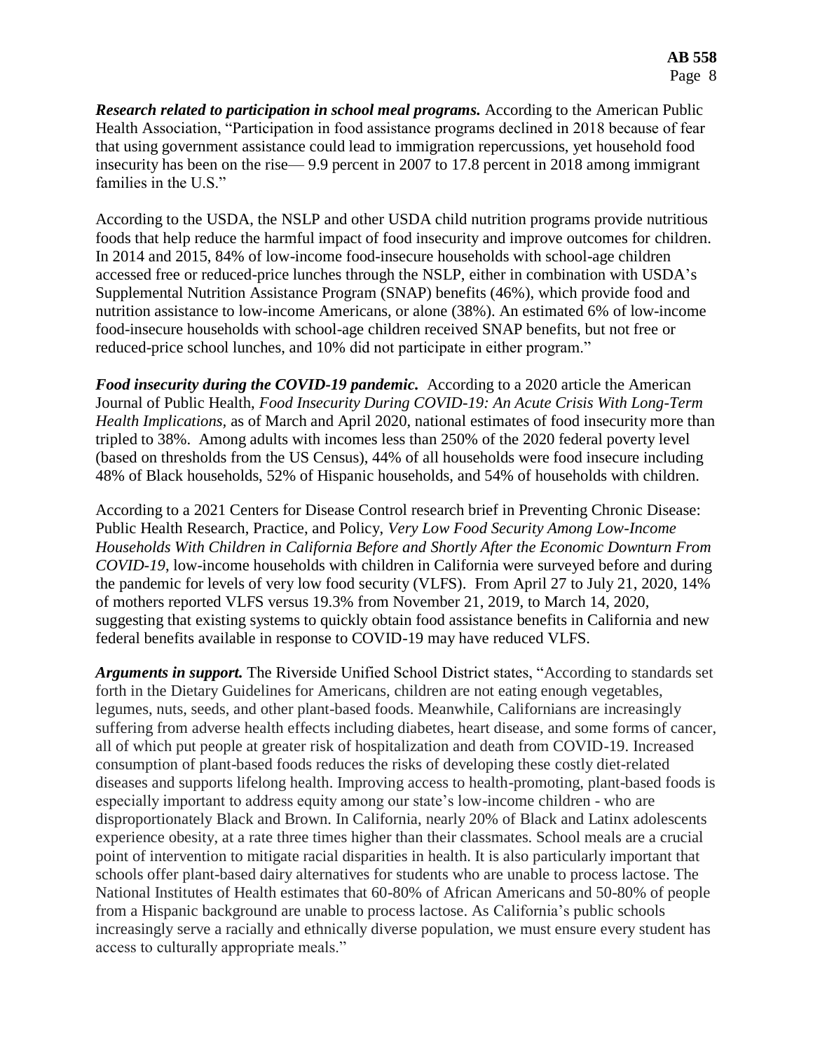***Research related to participation in school meal programs.*** According to the American Public Health Association, "Participation in food assistance programs declined in 2018 because of fear that using government assistance could lead to immigration repercussions, yet household food insecurity has been on the rise— 9.9 percent in 2007 to 17.8 percent in 2018 among immigrant families in the U.S."

According to the USDA, the NSLP and other USDA child nutrition programs provide nutritious foods that help reduce the harmful impact of food insecurity and improve outcomes for children. In 2014 and 2015, 84% of low-income food-insecure households with school-age children accessed free or reduced-price lunches through the NSLP, either in combination with USDA's Supplemental Nutrition Assistance Program (SNAP) benefits (46%), which provide food and nutrition assistance to low-income Americans, or alone (38%). An estimated 6% of low-income food-insecure households with school-age children received SNAP benefits, but not free or reduced-price school lunches, and 10% did not participate in either program."

***Food insecurity during the COVID-19 pandemic.*** According to a 2020 article the American Journal of Public Health, *Food Insecurity During COVID-19: An Acute Crisis With Long-Term Health Implications*, as of March and April 2020, national estimates of food insecurity more than tripled to 38%. Among adults with incomes less than 250% of the 2020 federal poverty level (based on thresholds from the US Census), 44% of all households were food insecure including 48% of Black households, 52% of Hispanic households, and 54% of households with children.

According to a 2021 Centers for Disease Control research brief in Preventing Chronic Disease: Public Health Research, Practice, and Policy, *Very Low Food Security Among Low-Income Households With Children in California Before and Shortly After the Economic Downturn From COVID-19*, low-income households with children in California were surveyed before and during the pandemic for levels of very low food security (VLFS). From April 27 to July 21, 2020, 14% of mothers reported VLFS versus 19.3% from November 21, 2019, to March 14, 2020, suggesting that existing systems to quickly obtain food assistance benefits in California and new federal benefits available in response to COVID-19 may have reduced VLFS.

***Arguments in support.*** The Riverside Unified School District states, "According to standards set forth in the Dietary Guidelines for Americans, children are not eating enough vegetables, legumes, nuts, seeds, and other plant-based foods. Meanwhile, Californians are increasingly suffering from adverse health effects including diabetes, heart disease, and some forms of cancer, all of which put people at greater risk of hospitalization and death from COVID-19. Increased consumption of plant-based foods reduces the risks of developing these costly diet-related diseases and supports lifelong health. Improving access to health-promoting, plant-based foods is especially important to address equity among our state's low-income children - who are disproportionately Black and Brown. In California, nearly 20% of Black and Latinx adolescents experience obesity, at a rate three times higher than their classmates. School meals are a crucial point of intervention to mitigate racial disparities in health. It is also particularly important that schools offer plant-based dairy alternatives for students who are unable to process lactose. The National Institutes of Health estimates that 60-80% of African Americans and 50-80% of people from a Hispanic background are unable to process lactose. As California's public schools increasingly serve a racially and ethnically diverse population, we must ensure every student has access to culturally appropriate meals."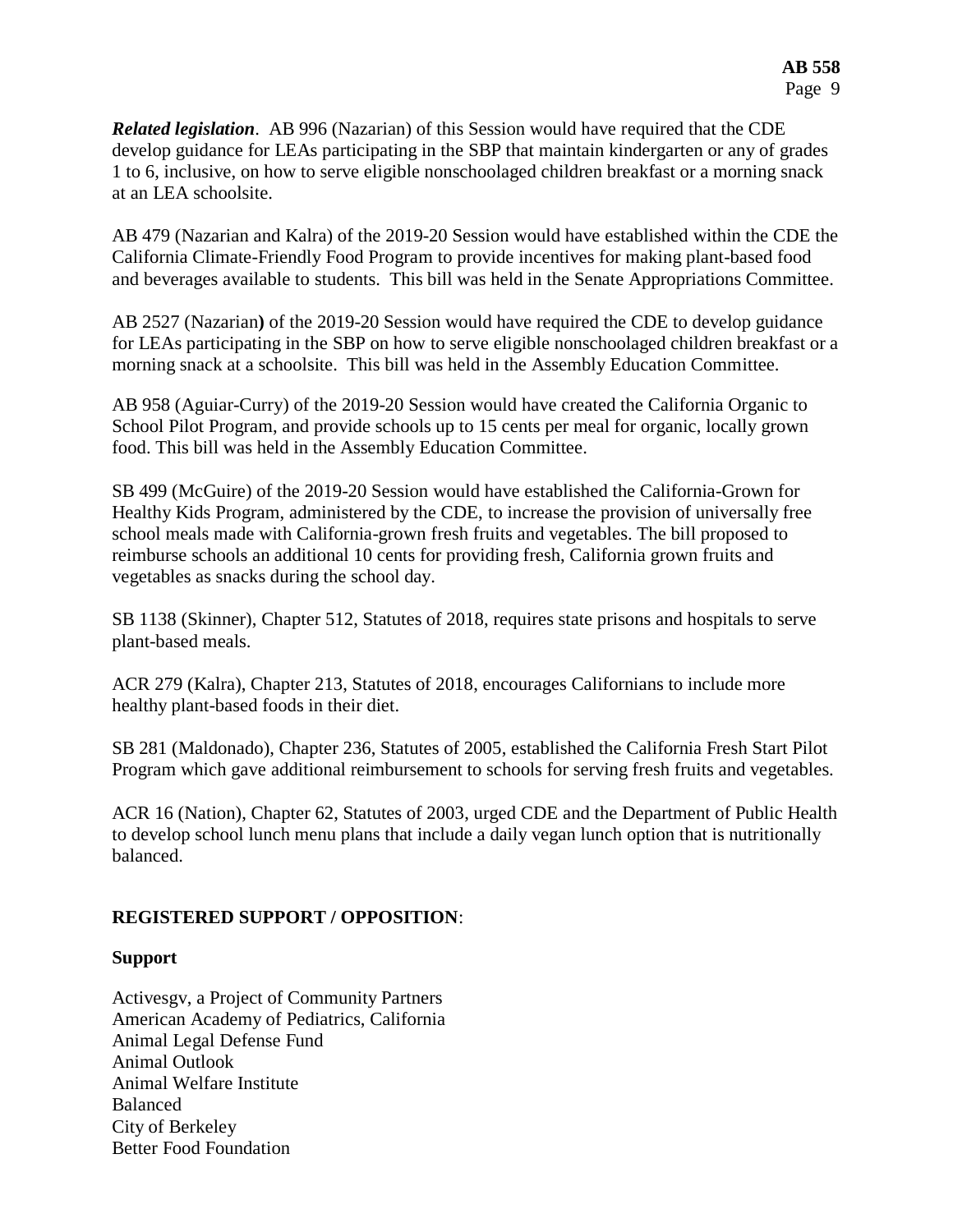***Related legislation***. AB 996 (Nazarian) of this Session would have required that the CDE develop guidance for LEAs participating in the SBP that maintain kindergarten or any of grades 1 to 6, inclusive, on how to serve eligible nonschoolaged children breakfast or a morning snack at an LEA schoolsite.

AB 479 (Nazarian and Kalra) of the 2019-20 Session would have established within the CDE the California Climate-Friendly Food Program to provide incentives for making plant-based food and beverages available to students. This bill was held in the Senate Appropriations Committee.

AB 2527 (Nazarian**)** of the 2019-20 Session would have required the CDE to develop guidance for LEAs participating in the SBP on how to serve eligible nonschoolaged children breakfast or a morning snack at a schoolsite. This bill was held in the Assembly Education Committee.

AB 958 (Aguiar-Curry) of the 2019-20 Session would have created the California Organic to School Pilot Program, and provide schools up to 15 cents per meal for organic, locally grown food. This bill was held in the Assembly Education Committee.

SB 499 (McGuire) of the 2019-20 Session would have established the California-Grown for Healthy Kids Program, administered by the CDE, to increase the provision of universally free school meals made with California-grown fresh fruits and vegetables. The bill proposed to reimburse schools an additional 10 cents for providing fresh, California grown fruits and vegetables as snacks during the school day.

SB 1138 (Skinner), Chapter 512, Statutes of 2018, requires state prisons and hospitals to serve plant-based meals.

ACR 279 (Kalra), Chapter 213, Statutes of 2018, encourages Californians to include more healthy plant-based foods in their diet.

SB 281 (Maldonado), Chapter 236, Statutes of 2005, established the California Fresh Start Pilot Program which gave additional reimbursement to schools for serving fresh fruits and vegetables.

ACR 16 (Nation), Chapter 62, Statutes of 2003, urged CDE and the Department of Public Health to develop school lunch menu plans that include a daily vegan lunch option that is nutritionally balanced.

## REGISTERED SUPPORT / OPPOSITION:

### Support

Activesgv, a Project of Community Partners
American Academy of Pediatrics, California
Animal Legal Defense Fund
Animal Outlook
Animal Welfare Institute
Balanced
City of Berkeley
Better Food Foundation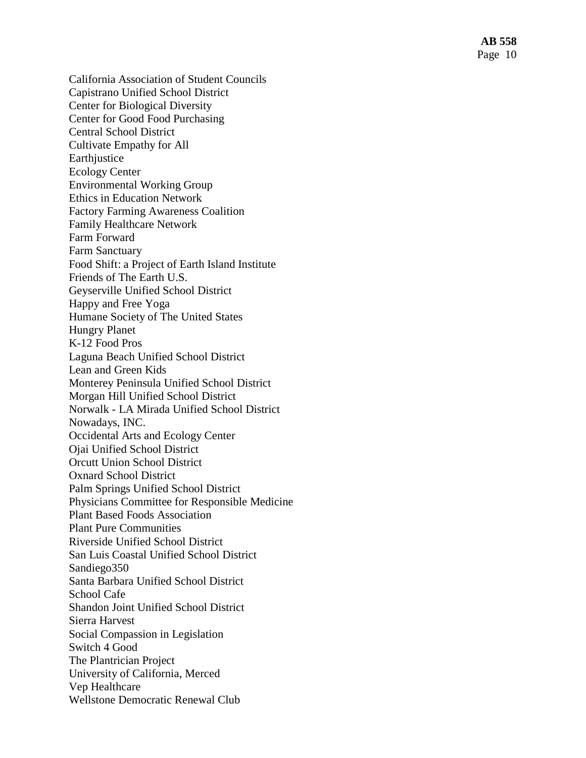California Association of Student Councils
Capistrano Unified School District
Center for Biological Diversity
Center for Good Food Purchasing
Central School District
Cultivate Empathy for All
Earthjustice
Ecology Center
Environmental Working Group
Ethics in Education Network
Factory Farming Awareness Coalition
Family Healthcare Network
Farm Forward
Farm Sanctuary
Food Shift: a Project of Earth Island Institute
Friends of The Earth U.S.
Geyserville Unified School District
Happy and Free Yoga
Humane Society of The United States
Hungry Planet
K-12 Food Pros
Laguna Beach Unified School District
Lean and Green Kids
Monterey Peninsula Unified School District
Morgan Hill Unified School District
Norwalk - LA Mirada Unified School District
Nowadays, INC.
Occidental Arts and Ecology Center
Ojai Unified School District
Orcutt Union School District
Oxnard School District
Palm Springs Unified School District
Physicians Committee for Responsible Medicine
Plant Based Foods Association
Plant Pure Communities
Riverside Unified School District
San Luis Coastal Unified School District
Sandiego350
Santa Barbara Unified School District
School Cafe
Shandon Joint Unified School District
Sierra Harvest
Social Compassion in Legislation
Switch 4 Good
The Plantrician Project
University of California, Merced
Vep Healthcare
Wellstone Democratic Renewal Club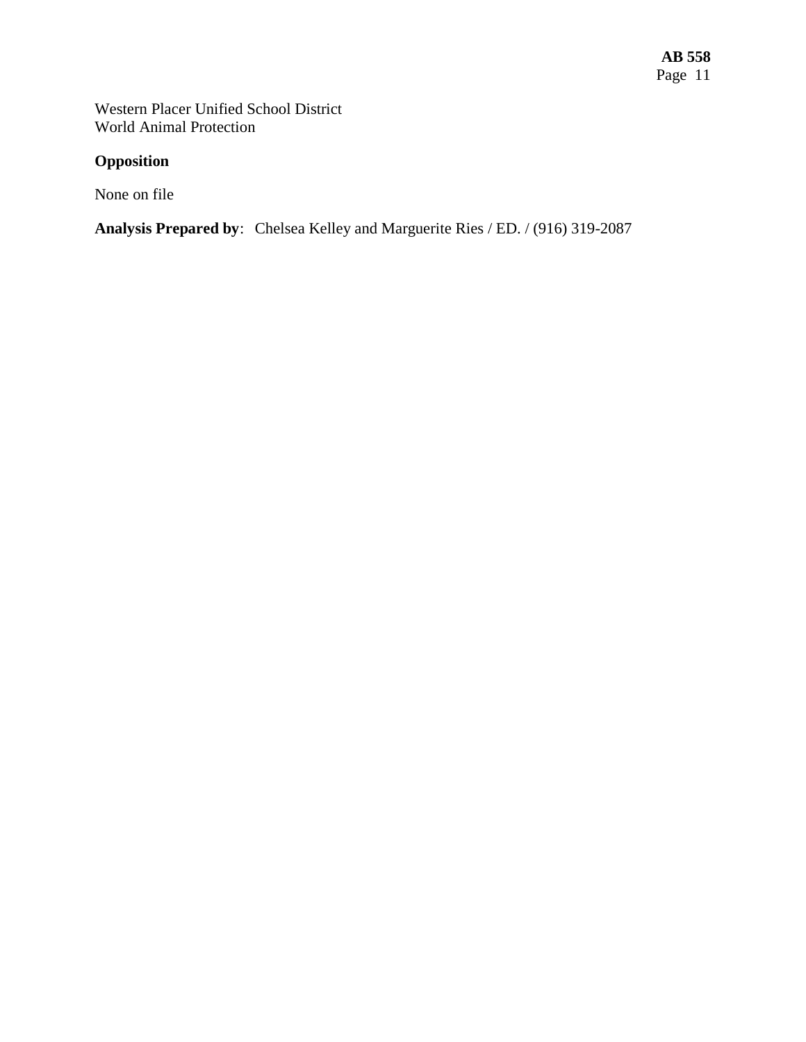Western Placer Unified School District
World Animal Protection

**Opposition**

None on file

**Analysis Prepared by**: Chelsea Kelley and Marguerite Ries / ED. / (916) 319-2087